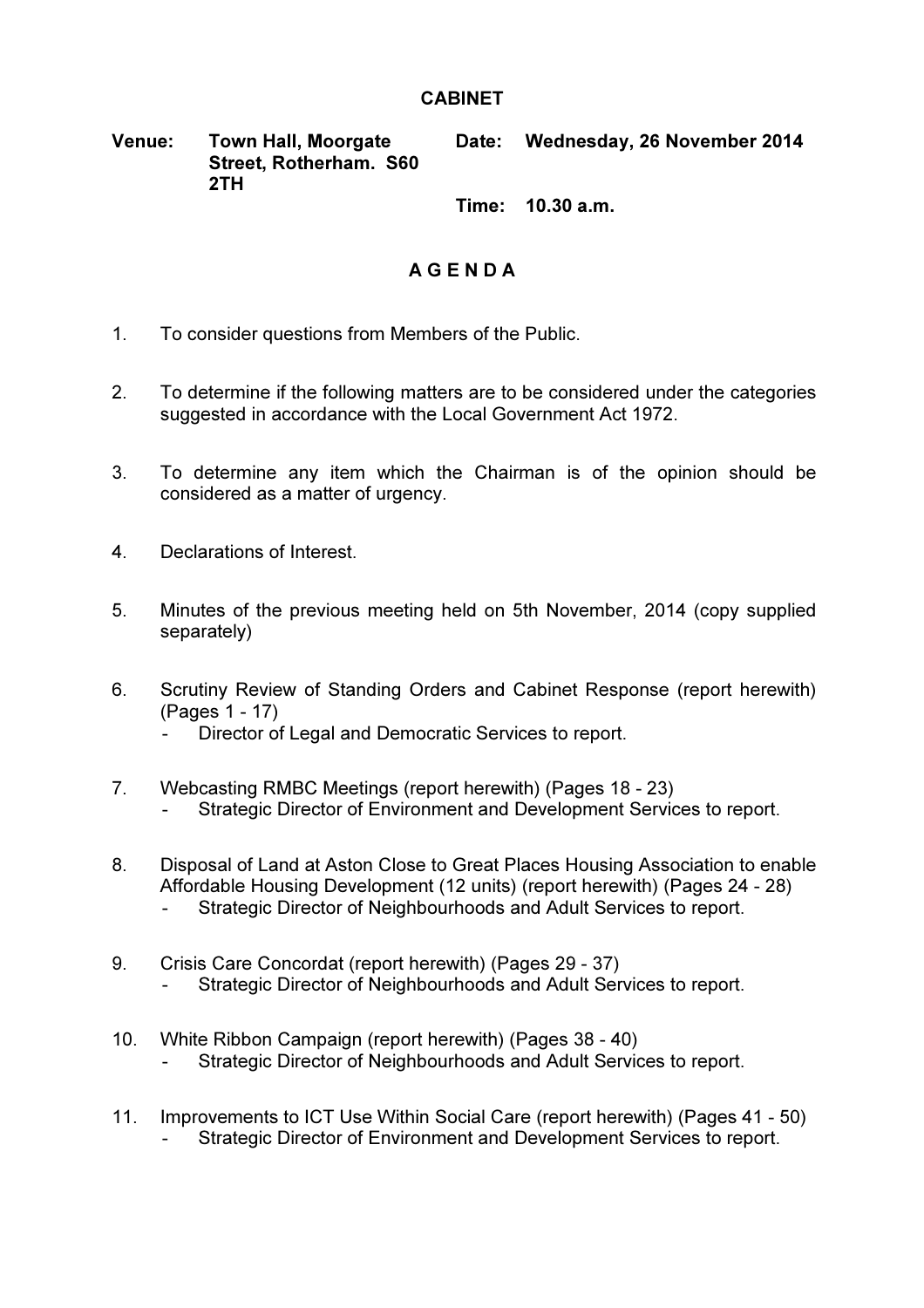# CABINET

**Venue:** **Town Hall, Moorgate Street, Rotherham. S60 2TH**

**Date:** **Wednesday, 26 November 2014**

**Time:** **10.30 a.m.**

## A G E N D A

1. To consider questions from Members of the Public.

2. To determine if the following matters are to be considered under the categories suggested in accordance with the Local Government Act 1972.

3. To determine any item which the Chairman is of the opinion should be considered as a matter of urgency.

4. Declarations of Interest.

5. Minutes of the previous meeting held on 5th November, 2014 (copy supplied separately)

6. Scrutiny Review of Standing Orders and Cabinet Response (report herewith) (Pages 1 - 17)
   - Director of Legal and Democratic Services to report.

7. Webcasting RMBC Meetings (report herewith) (Pages 18 - 23)
   - Strategic Director of Environment and Development Services to report.

8. Disposal of Land at Aston Close to Great Places Housing Association to enable Affordable Housing Development (12 units) (report herewith) (Pages 24 - 28)
   - Strategic Director of Neighbourhoods and Adult Services to report.

9. Crisis Care Concordat (report herewith) (Pages 29 - 37)
   - Strategic Director of Neighbourhoods and Adult Services to report.

10. White Ribbon Campaign (report herewith) (Pages 38 - 40)
    - Strategic Director of Neighbourhoods and Adult Services to report.

11. Improvements to ICT Use Within Social Care (report herewith) (Pages 41 - 50)
    - Strategic Director of Environment and Development Services to report.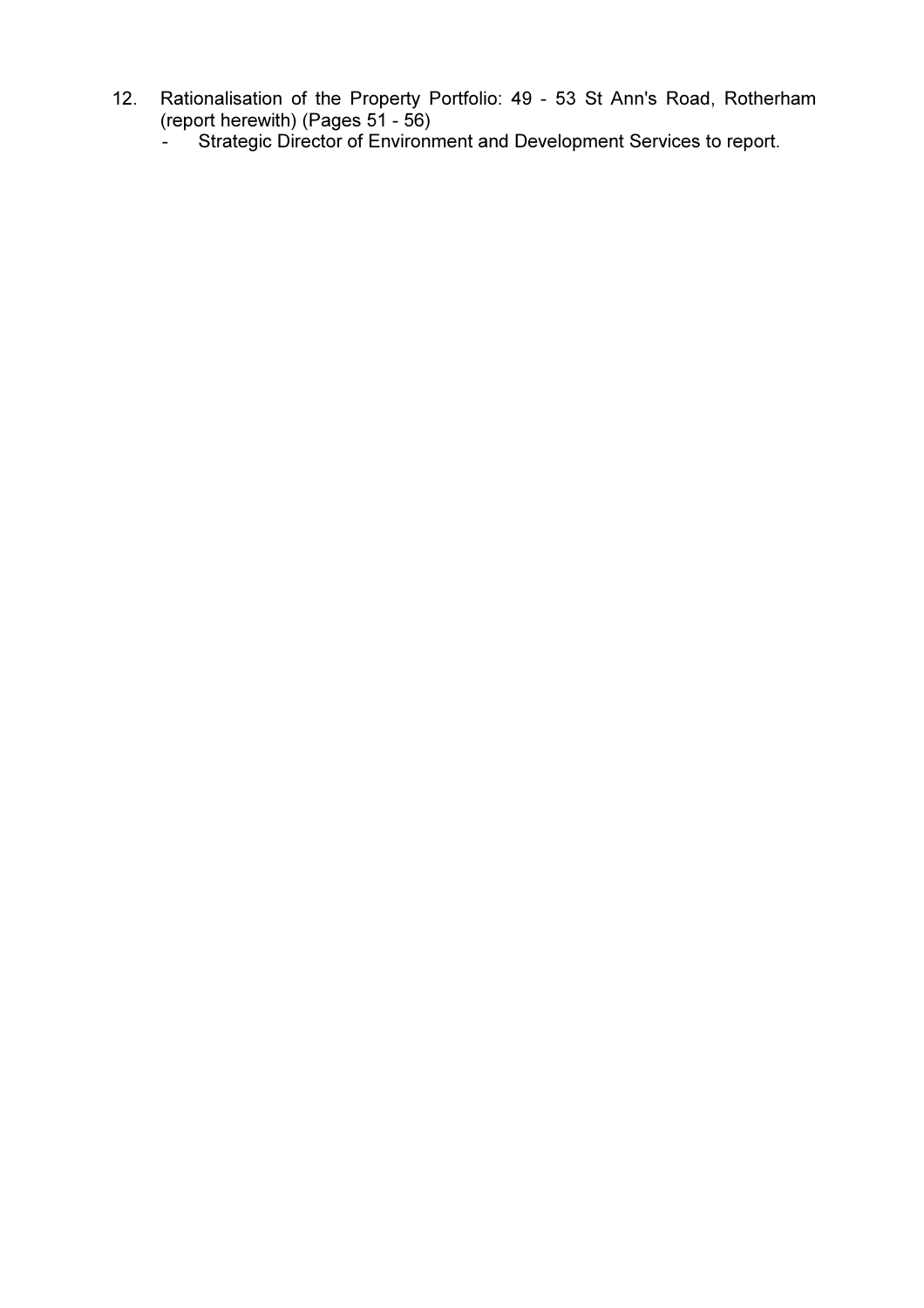12. Rationalisation of the Property Portfolio: 49 - 53 St Ann's Road, Rotherham (report herewith) (Pages 51 - 56)
    - Strategic Director of Environment and Development Services to report.